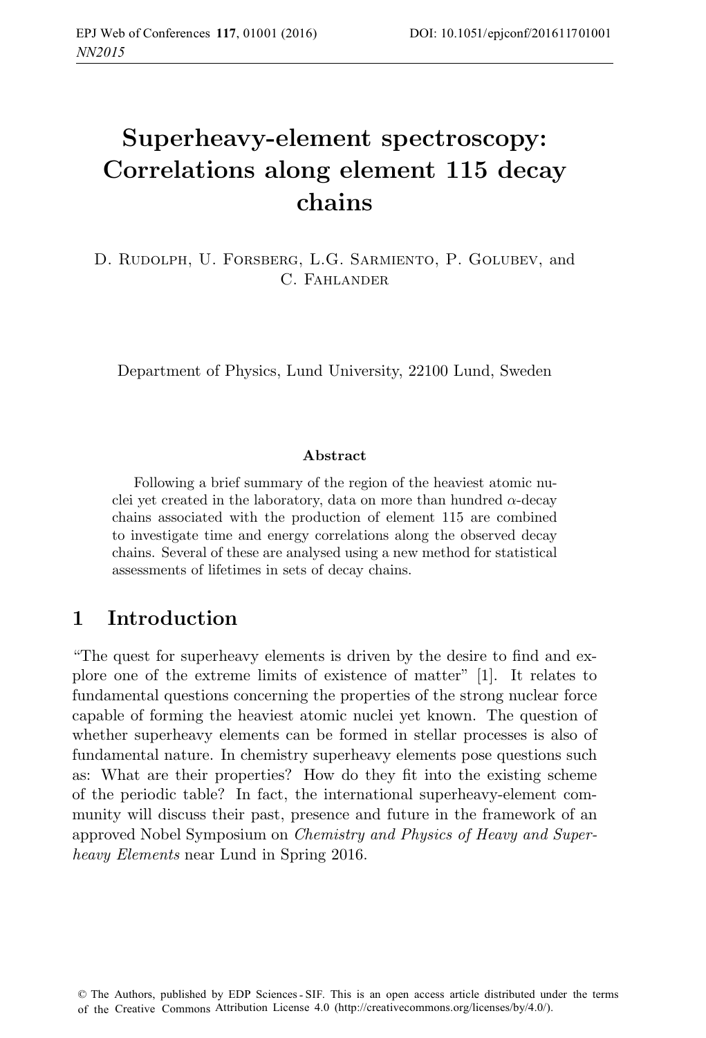# Superheavy-element spectroscopy: Correlations along element 115 decay chains

D. Rudolph, U. Forsberg, L.G. Sarmiento, P. Golubev, and C. Fahlander

Department of Physics, Lund University, 22100 Lund, Sweden

### Abstract

Following a brief summary of the region of the heaviest atomic nuclei yet created in the laboratory, data on more than hundred $\alpha$-decay chains associated with the production of element 115 are combined to investigate time and energy correlations along the observed decay chains. Several of these are analysed using a new method for statistical assessments of lifetimes in sets of decay chains.

## 1 Introduction

"The quest for superheavy elements is driven by the desire to find and explore one of the extreme limits of existence of matter" [1]. It relates to fundamental questions concerning the properties of the strong nuclear force capable of forming the heaviest atomic nuclei yet known. The question of whether superheavy elements can be formed in stellar processes is also of fundamental nature. In chemistry superheavy elements pose questions such as: What are their properties? How do they fit into the existing scheme of the periodic table? In fact, the international superheavy-element community will discuss their past, presence and future in the framework of an approved Nobel Symposium on *Chemistry and Physics of Heavy and Superheavy Elements* near Lund in Spring 2016.

© The Authors, published by EDP Sciences - SIF. This is an open access article distributed under the terms of the Creative Commons Attribution License 4.0 (http://creativecommons.org/licenses/by/4.0/).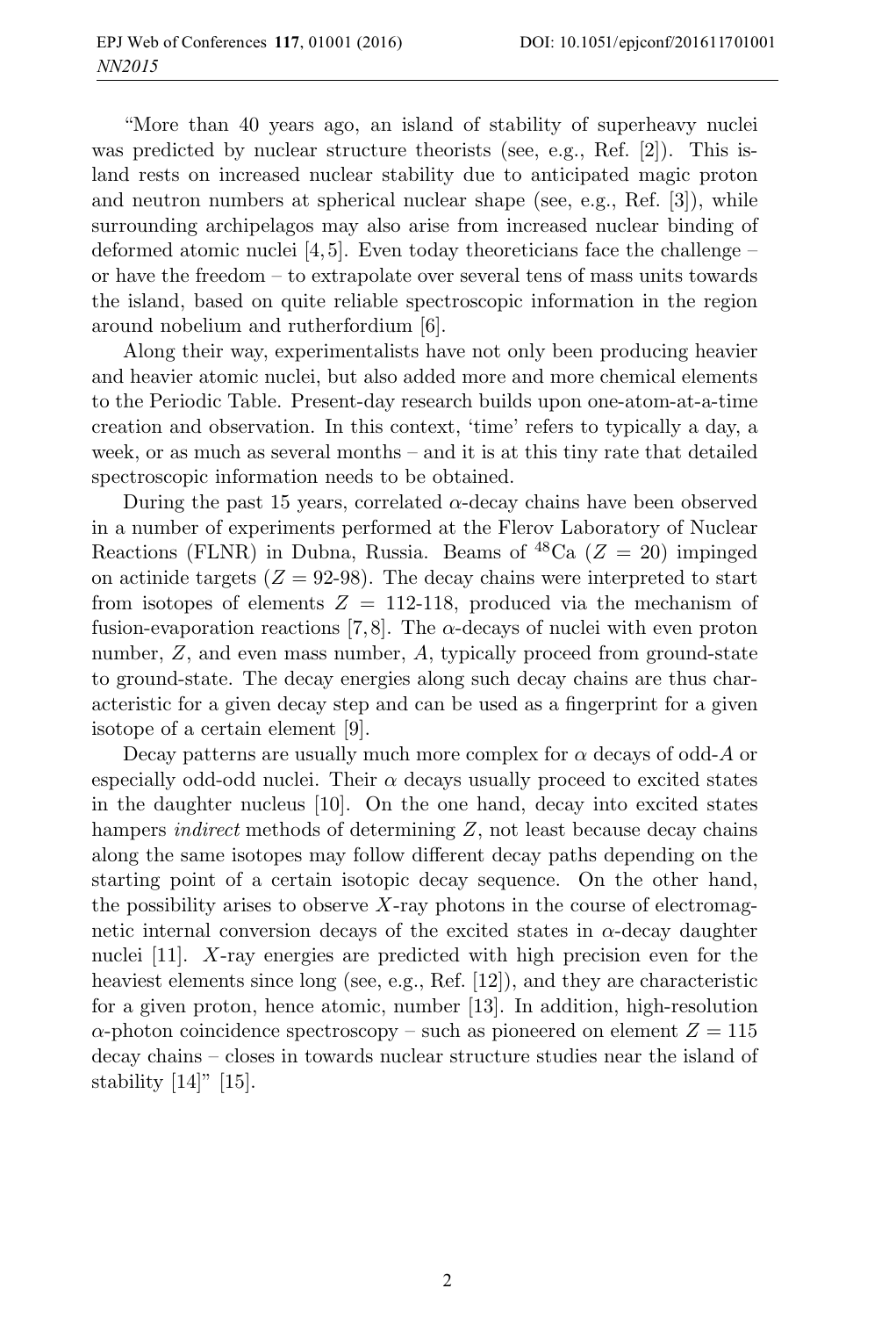“More than 40 years ago, an island of stability of superheavy nuclei was predicted by nuclear structure theorists (see, e.g., Ref. [2]). This island rests on increased nuclear stability due to anticipated magic proton and neutron numbers at spherical nuclear shape (see, e.g., Ref. [3]), while surrounding archipelagos may also arise from increased nuclear binding of deformed atomic nuclei [4, 5]. Even today theoreticians face the challenge – or have the freedom – to extrapolate over several tens of mass units towards the island, based on quite reliable spectroscopic information in the region around nobelium and rutherfordium [6].

Along their way, experimentalists have not only been producing heavier and heavier atomic nuclei, but also added more and more chemical elements to the Periodic Table. Present-day research builds upon one-atom-at-a-time creation and observation. In this context, ‘time’ refers to typically a day, a week, or as much as several months – and it is at this tiny rate that detailed spectroscopic information needs to be obtained.

During the past 15 years, correlated $\alpha$-decay chains have been observed in a number of experiments performed at the Flerov Laboratory of Nuclear Reactions (FLNR) in Dubna, Russia. Beams of $^{48}$Ca ($Z = 20$) impinged on actinide targets ($Z = 92$-$98$). The decay chains were interpreted to start from isotopes of elements $Z = 112$-$118$, produced via the mechanism of fusion-evaporation reactions [7, 8]. The $\alpha$-decays of nuclei with even proton number, $Z$, and even mass number, $A$, typically proceed from ground-state to ground-state. The decay energies along such decay chains are thus characteristic for a given decay step and can be used as a fingerprint for a given isotope of a certain element [9].

Decay patterns are usually much more complex for $\alpha$ decays of odd-$A$ or especially odd-odd nuclei. Their $\alpha$ decays usually proceed to excited states in the daughter nucleus [10]. On the one hand, decay into excited states hampers *indirect* methods of determining $Z$, not least because decay chains along the same isotopes may follow different decay paths depending on the starting point of a certain isotopic decay sequence. On the other hand, the possibility arises to observe $X$-ray photons in the course of electromagnetic internal conversion decays of the excited states in $\alpha$-decay daughter nuclei [11]. $X$-ray energies are predicted with high precision even for the heaviest elements since long (see, e.g., Ref. [12]), and they are characteristic for a given proton, hence atomic, number [13]. In addition, high-resolution $\alpha$-photon coincidence spectroscopy – such as pioneered on element $Z = 115$ decay chains – closes in towards nuclear structure studies near the island of stability [14]” [15].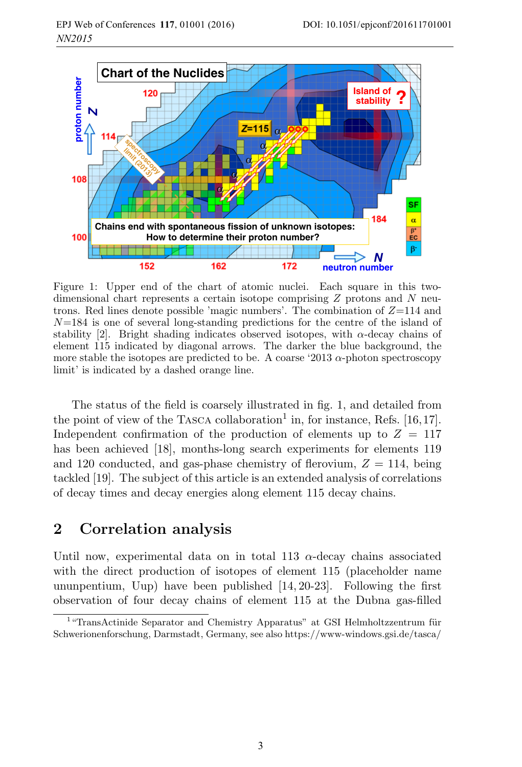Figure 1: Upper end of the chart of atomic nuclei. Each square in this two-dimensional chart represents a certain isotope comprising $Z$ protons and $N$ neutrons. Red lines denote possible 'magic numbers'. The combination of $Z$=114 and $N$=184 is one of several long-standing predictions for the centre of the island of stability [2]. Bright shading indicates observed isotopes, with $\alpha$-decay chains of element 115 indicated by diagonal arrows. The darker the blue background, the more stable the isotopes are predicted to be. A coarse '2013 $\alpha$-photon spectroscopy limit' is indicated by a dashed orange line.

The status of the field is coarsely illustrated in fig. 1, and detailed from the point of view of the TASCA collaboration[1] in, for instance, Refs. [16,17]. Independent confirmation of the production of elements up to $Z$ = 117 has been achieved [18], months-long search experiments for elements 119 and 120 conducted, and gas-phase chemistry of flerovium, $Z$ = 114, being tackled [19]. The subject of this article is an extended analysis of correlations of decay times and decay energies along element 115 decay chains.

## 2 Correlation analysis

Until now, experimental data on in total 113 $\alpha$-decay chains associated with the direct production of isotopes of element 115 (placeholder name ununpentium, Uup) have been published [14, 20-23]. Following the first observation of four decay chains of element 115 at the Dubna gas-filled

[1] "TransActinide Separator and Chemistry Apparatus" at GSI Helmholtzzentrum für Schwerionenforschung, Darmstadt, Germany, see also https://www-windows.gsi.de/tasca/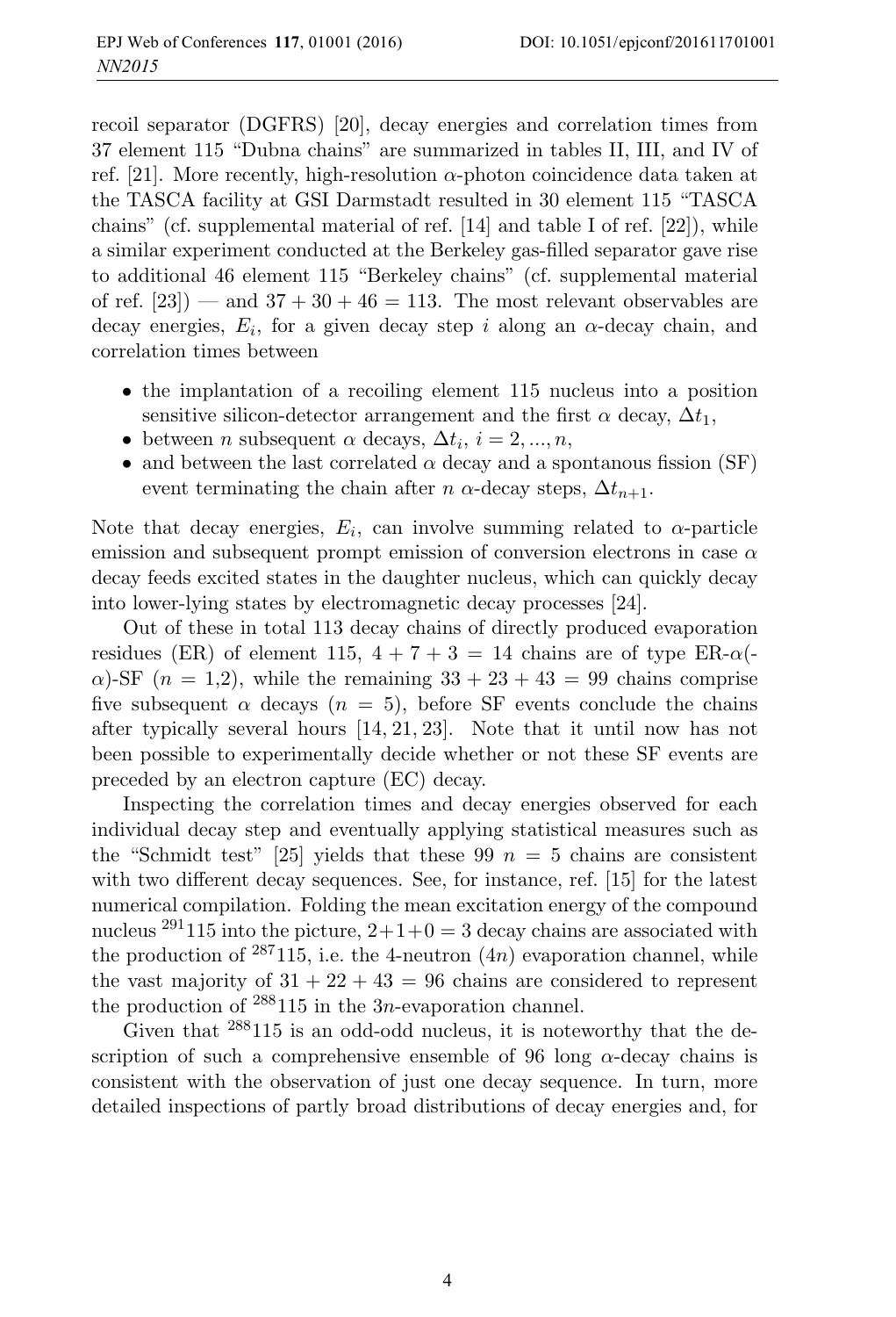recoil separator (DGFRS) [20], decay energies and correlation times from 37 element 115 "Dubna chains" are summarized in tables II, III, and IV of ref. [21]. More recently, high-resolution $\alpha$-photon coincidence data taken at the TASCA facility at GSI Darmstadt resulted in 30 element 115 "TASCA chains" (cf. supplemental material of ref. [14] and table I of ref. [22]), while a similar experiment conducted at the Berkeley gas-filled separator gave rise to additional 46 element 115 "Berkeley chains" (cf. supplemental material of ref. [23]) — and $37 + 30 + 46 = 113$. The most relevant observables are decay energies, $E_i$, for a given decay step $i$ along an $\alpha$-decay chain, and correlation times between

- the implantation of a recoiling element 115 nucleus into a position sensitive silicon-detector arrangement and the first $\alpha$ decay, $\Delta t_1$,
- between $n$ subsequent $\alpha$ decays, $\Delta t_i$, $i = 2, ..., n$,
- and between the last correlated $\alpha$ decay and a spontanous fission (SF) event terminating the chain after $n$ $\alpha$-decay steps, $\Delta t_{n+1}$.

Note that decay energies, $E_i$, can involve summing related to $\alpha$-particle emission and subsequent prompt emission of conversion electrons in case $\alpha$ decay feeds excited states in the daughter nucleus, which can quickly decay into lower-lying states by electromagnetic decay processes [24].

Out of these in total 113 decay chains of directly produced evaporation residues (ER) of element 115, $4 + 7 + 3 = 14$ chains are of type ER-$\alpha$(-$\alpha$)-SF ($n$ = 1,2), while the remaining $33 + 23 + 43 = 99$ chains comprise five subsequent $\alpha$ decays ($n = 5$), before SF events conclude the chains after typically several hours [14, 21, 23]. Note that it until now has not been possible to experimentally decide whether or not these SF events are preceded by an electron capture (EC) decay.

Inspecting the correlation times and decay energies observed for each individual decay step and eventually applying statistical measures such as the "Schmidt test" [25] yields that these 99 $n = 5$ chains are consistent with two different decay sequences. See, for instance, ref. [15] for the latest numerical compilation. Folding the mean excitation energy of the compound nucleus $^{291}$115 into the picture, $2+1+0 = 3$ decay chains are associated with the production of $^{287}$115, i.e. the 4-neutron ($4n$) evaporation channel, while the vast majority of $31 + 22 + 43 = 96$ chains are considered to represent the production of $^{288}$115 in the $3n$-evaporation channel.

Given that $^{288}$115 is an odd-odd nucleus, it is noteworthy that the description of such a comprehensive ensemble of 96 long $\alpha$-decay chains is consistent with the observation of just one decay sequence. In turn, more detailed inspections of partly broad distributions of decay energies and, for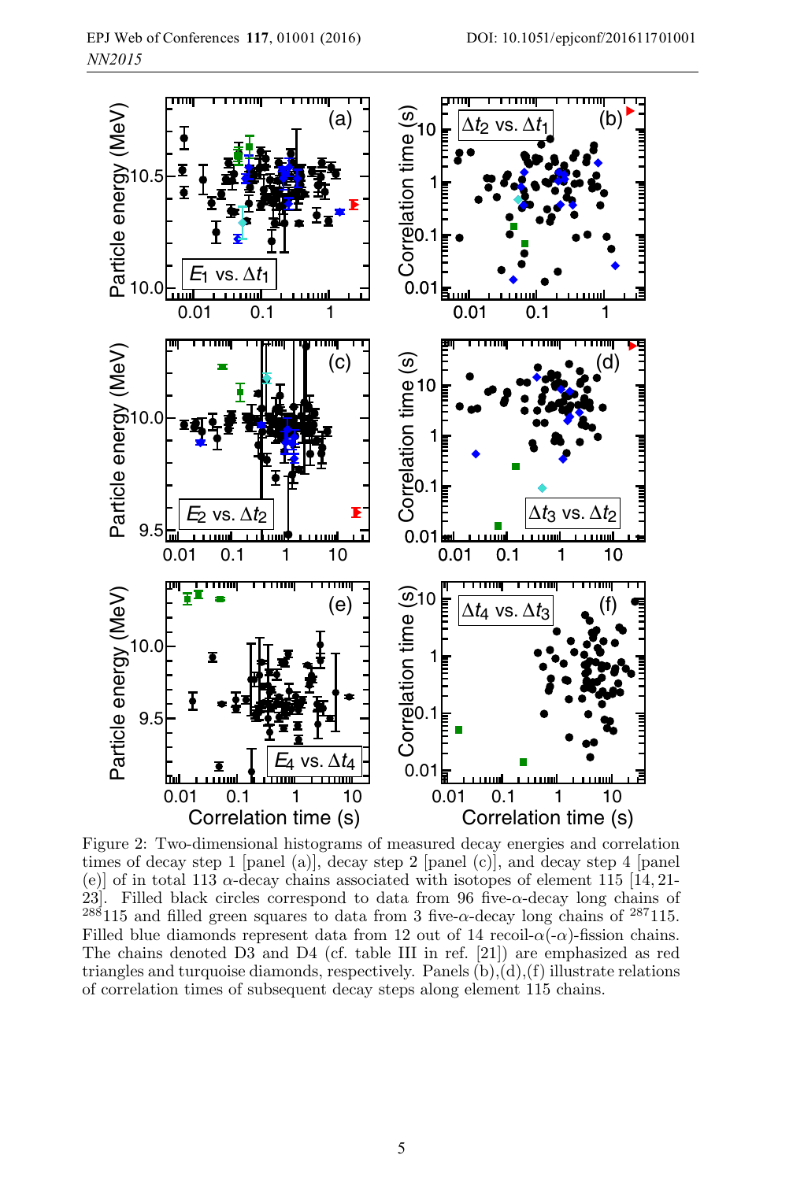Figure 2: Two-dimensional histograms of measured decay energies and correlation times of decay step 1 [panel (a)], decay step 2 [panel (c)], and decay step 4 [panel (e)] of in total 113 $\alpha$-decay chains associated with isotopes of element 115 [14, 21-23]. Filled black circles correspond to data from 96 five-$\alpha$-decay long chains of $^{288}$115 and filled green squares to data from 3 five-$\alpha$-decay long chains of $^{287}$115. Filled blue diamonds represent data from 12 out of 14 recoil-$\alpha$(-$\alpha$)-fission chains. The chains denoted D3 and D4 (cf. table III in ref. [21]) are emphasized as red triangles and turquoise diamonds, respectively. Panels (b),(d),(f) illustrate relations of correlation times of subsequent decay steps along element 115 chains.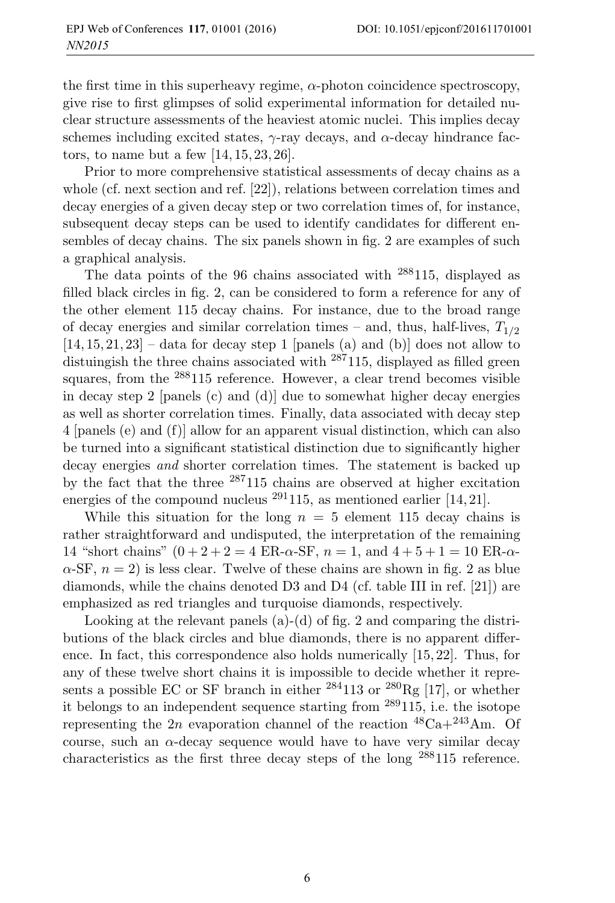the first time in this superheavy regime, $\alpha$-photon coincidence spectroscopy, give rise to first glimpses of solid experimental information for detailed nuclear structure assessments of the heaviest atomic nuclei. This implies decay schemes including excited states, $\gamma$-ray decays, and $\alpha$-decay hindrance factors, to name but a few [14, 15, 23, 26].

Prior to more comprehensive statistical assessments of decay chains as a whole (cf. next section and ref. [22]), relations between correlation times and decay energies of a given decay step or two correlation times of, for instance, subsequent decay steps can be used to identify candidates for different ensembles of decay chains. The six panels shown in fig. 2 are examples of such a graphical analysis.

The data points of the 96 chains associated with $^{288}115$, displayed as filled black circles in fig. 2, can be considered to form a reference for any of the other element 115 decay chains. For instance, due to the broad range of decay energies and similar correlation times – and, thus, half-lives, $T_{1/2}$ [14, 15, 21, 23] – data for decay step 1 [panels (a) and (b)] does not allow to distuingish the three chains associated with $^{287}115$, displayed as filled green squares, from the $^{288}115$ reference. However, a clear trend becomes visible in decay step 2 [panels (c) and (d)] due to somewhat higher decay energies as well as shorter correlation times. Finally, data associated with decay step 4 [panels (e) and (f)] allow for an apparent visual distinction, which can also be turned into a significant statistical distinction due to significantly higher decay energies *and* shorter correlation times. The statement is backed up by the fact that the three $^{287}115$ chains are observed at higher excitation energies of the compound nucleus $^{291}115$, as mentioned earlier [14, 21].

While this situation for the long $n = 5$ element 115 decay chains is rather straightforward and undisputed, the interpretation of the remaining 14 "short chains" ($0+2+2 = 4$ ER-$\alpha$-SF, $n = 1$, and $4+5+1 = 10$ ER-$\alpha$-$\alpha$-SF, $n = 2$) is less clear. Twelve of these chains are shown in fig. 2 as blue diamonds, while the chains denoted D3 and D4 (cf. table III in ref. [21]) are emphasized as red triangles and turquoise diamonds, respectively.

Looking at the relevant panels (a)-(d) of fig. 2 and comparing the distributions of the black circles and blue diamonds, there is no apparent difference. In fact, this correspondence also holds numerically [15, 22]. Thus, for any of these twelve short chains it is impossible to decide whether it represents a possible EC or SF branch in either $^{284}113$ or $^{280}$Rg [17], or whether it belongs to an independent sequence starting from $^{289}115$, i.e. the isotope representing the $2n$ evaporation channel of the reaction $^{48}$Ca+$^{243}$Am. Of course, such an $\alpha$-decay sequence would have to have very similar decay characteristics as the first three decay steps of the long $^{288}115$ reference.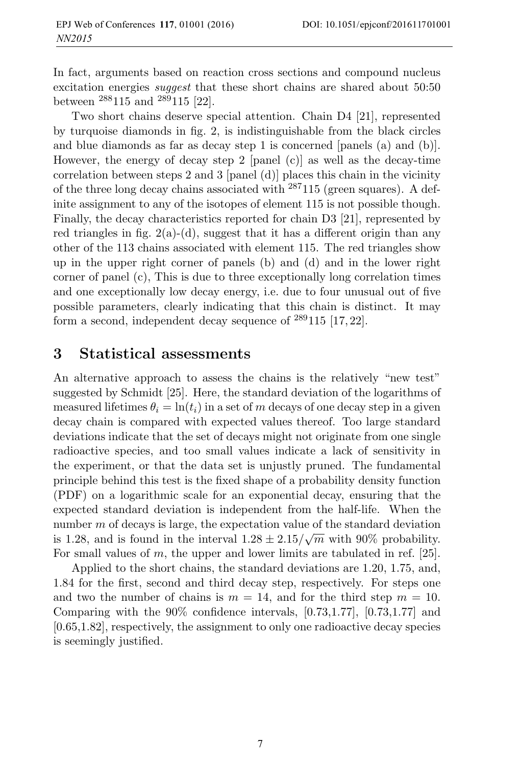In fact, arguments based on reaction cross sections and compound nucleus excitation energies *suggest* that these short chains are shared about 50:50 between $^{288}$115 and $^{289}$115 [22].

Two short chains deserve special attention. Chain D4 [21], represented by turquoise diamonds in fig. 2, is indistinguishable from the black circles and blue diamonds as far as decay step 1 is concerned [panels (a) and (b)]. However, the energy of decay step 2 [panel (c)] as well as the decay-time correlation between steps 2 and 3 [panel (d)] places this chain in the vicinity of the three long decay chains associated with $^{287}$115 (green squares). A definite assignment to any of the isotopes of element 115 is not possible though. Finally, the decay characteristics reported for chain D3 [21], represented by red triangles in fig. 2(a)-(d), suggest that it has a different origin than any other of the 113 chains associated with element 115. The red triangles show up in the upper right corner of panels (b) and (d) and in the lower right corner of panel (c), This is due to three exceptionally long correlation times and one exceptionally low decay energy, i.e. due to four unusual out of five possible parameters, clearly indicating that this chain is distinct. It may form a second, independent decay sequence of $^{289}$115 [17, 22].

## 3 Statistical assessments

An alternative approach to assess the chains is the relatively "new test" suggested by Schmidt [25]. Here, the standard deviation of the logarithms of measured lifetimes $\theta_i = \ln(t_i)$ in a set of $m$ decays of one decay step in a given decay chain is compared with expected values thereof. Too large standard deviations indicate that the set of decays might not originate from one single radioactive species, and too small values indicate a lack of sensitivity in the experiment, or that the data set is unjustly pruned. The fundamental principle behind this test is the fixed shape of a probability density function (PDF) on a logarithmic scale for an exponential decay, ensuring that the expected standard deviation is independent from the half-life. When the number $m$ of decays is large, the expectation value of the standard deviation is 1.28, and is found in the interval $1.28 \pm 2.15/\sqrt{m}$ with 90% probability. For small values of $m$, the upper and lower limits are tabulated in ref. [25].

Applied to the short chains, the standard deviations are 1.20, 1.75, and, 1.84 for the first, second and third decay step, respectively. For steps one and two the number of chains is $m = 14$, and for the third step $m = 10$. Comparing with the 90% confidence intervals, [0.73,1.77], [0.73,1.77] and [0.65,1.82], respectively, the assignment to only one radioactive decay species is seemingly justified.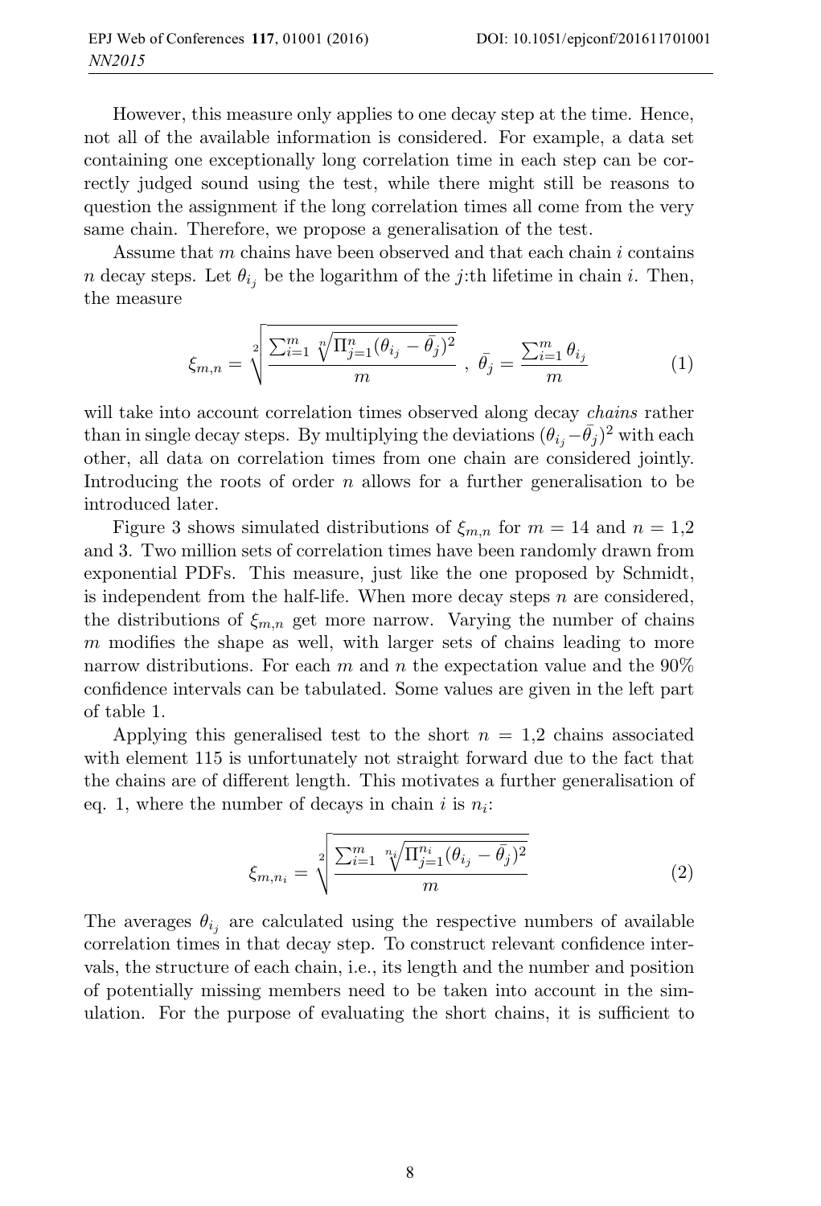However, this measure only applies to one decay step at the time. Hence, not all of the available information is considered. For example, a data set containing one exceptionally long correlation time in each step can be correctly judged sound using the test, while there might still be reasons to question the assignment if the long correlation times all come from the very same chain. Therefore, we propose a generalisation of the test.

Assume that $m$ chains have been observed and that each chain $i$ contains $n$ decay steps. Let $\theta_{i_j}$ be the logarithm of the $j$:th lifetime in chain $i$. Then, the measure

$$\xi_{m,n} = \sqrt[2]{\frac{\sum_{i=1}^{m} \sqrt[n]{\Pi_{j=1}^{n}(\theta_{i_j} - \bar{\theta_j})^2}}{m}} \ , \ \bar{\theta_j} = \frac{\sum_{i=1}^{m} \theta_{i_j}}{m} \tag{1}$$

will take into account correlation times observed along decay *chains* rather than in single decay steps. By multiplying the deviations $(\theta_{i_j} - \bar{\theta_j})^2$ with each other, all data on correlation times from one chain are considered jointly. Introducing the roots of order $n$ allows for a further generalisation to be introduced later.

Figure 3 shows simulated distributions of $\xi_{m,n}$ for $m = 14$ and $n = 1,2$ and 3. Two million sets of correlation times have been randomly drawn from exponential PDFs. This measure, just like the one proposed by Schmidt, is independent from the half-life. When more decay steps $n$ are considered, the distributions of $\xi_{m,n}$ get more narrow. Varying the number of chains $m$ modifies the shape as well, with larger sets of chains leading to more narrow distributions. For each $m$ and $n$ the expectation value and the 90% confidence intervals can be tabulated. Some values are given in the left part of table 1.

Applying this generalised test to the short $n = 1,2$ chains associated with element 115 is unfortunately not straight forward due to the fact that the chains are of different length. This motivates a further generalisation of eq. 1, where the number of decays in chain $i$ is $n_i$:

$$\xi_{m,n_i} = \sqrt[2]{\frac{\sum_{i=1}^{m} \sqrt[n_i]{\Pi_{j=1}^{n_i}(\theta_{i_j} - \bar{\theta_j})^2}}{m}} \tag{2}$$

The averages $\theta_{i_j}$ are calculated using the respective numbers of available correlation times in that decay step. To construct relevant confidence intervals, the structure of each chain, i.e., its length and the number and position of potentially missing members need to be taken into account in the simulation. For the purpose of evaluating the short chains, it is sufficient to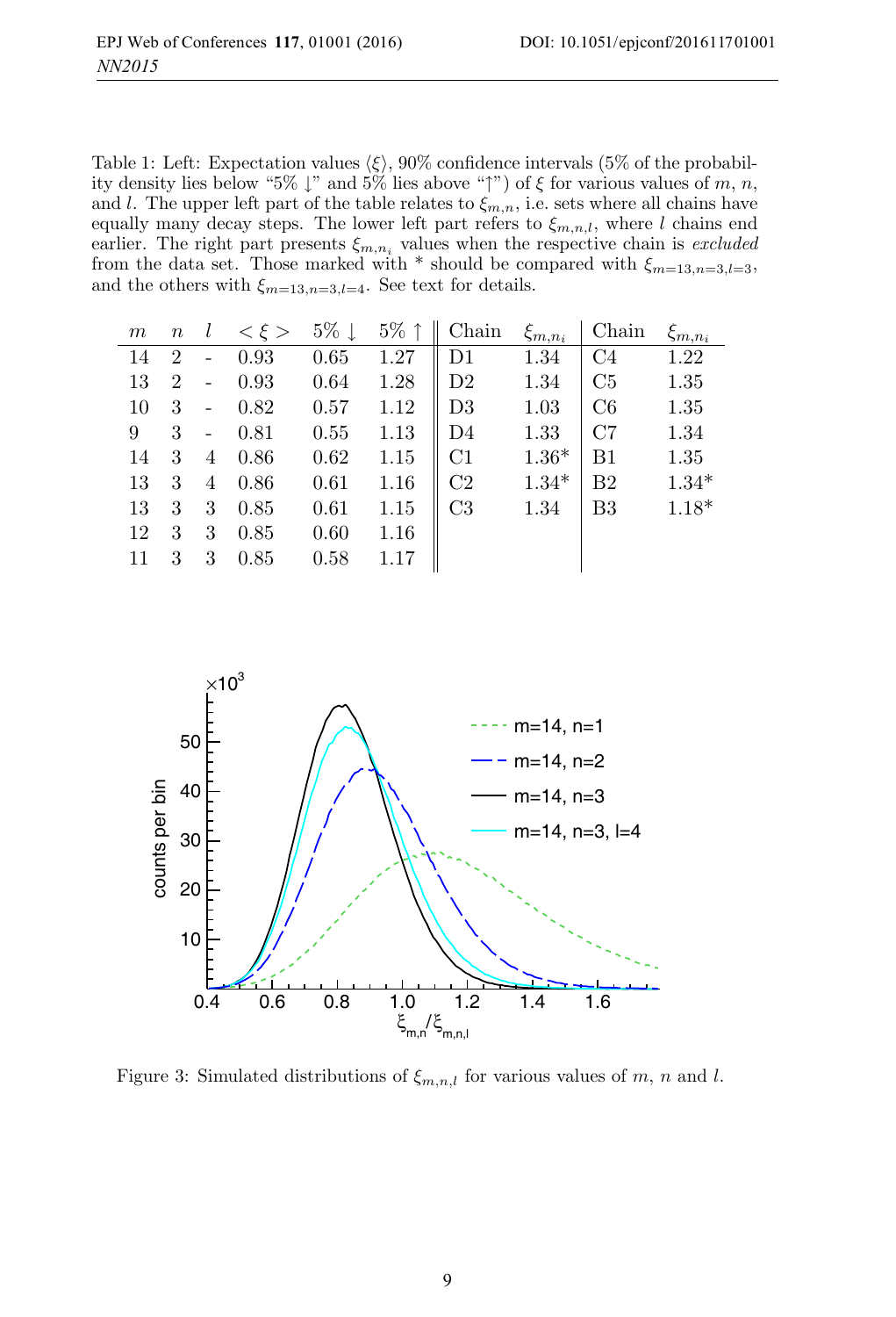Table 1: Left: Expectation values $\langle \xi \rangle$, 90% confidence intervals (5% of the probability density lies below "5% ↓" and 5% lies above "↑") of $\xi$ for various values of $m$, $n$, and $l$. The upper left part of the table relates to $\xi_{m,n}$, i.e. sets where all chains have equally many decay steps. The lower left part refers to $\xi_{m,n,l}$, where $l$ chains end earlier. The right part presents $\xi_{m,n_i}$ values when the respective chain is *excluded* from the data set. Those marked with * should be compared with $\xi_{m=13,n=3,l=3}$, and the others with $\xi_{m=13,n=3,l=4}$. See text for details.

| $m$ | $n$ | $l$ | $<\xi>$ | 5% ↓ | 5% ↑ | Chain | $\xi_{m,n_i}$ | Chain | $\xi_{m,n_i}$ |
|---|---|---|---|---|---|---|---|---|---|
| 14 | 2 | - | 0.93 | 0.65 | 1.27 | D1 | 1.34 | C4 | 1.22 |
| 13 | 2 | - | 0.93 | 0.64 | 1.28 | D2 | 1.34 | C5 | 1.35 |
| 10 | 3 | - | 0.82 | 0.57 | 1.12 | D3 | 1.03 | C6 | 1.35 |
| 9 | 3 | - | 0.81 | 0.55 | 1.13 | D4 | 1.33 | C7 | 1.34 |
| 14 | 3 | 4 | 0.86 | 0.62 | 1.15 | C1 | 1.36* | B1 | 1.35 |
| 13 | 3 | 4 | 0.86 | 0.61 | 1.16 | C2 | 1.34* | B2 | 1.34* |
| 13 | 3 | 3 | 0.85 | 0.61 | 1.15 | C3 | 1.34 | B3 | 1.18* |
| 12 | 3 | 3 | 0.85 | 0.60 | 1.16 | | | | |
| 11 | 3 | 3 | 0.85 | 0.58 | 1.17 | | | | |

Figure 3: Simulated distributions of $\xi_{m,n,l}$ for various values of $m$, $n$ and $l$.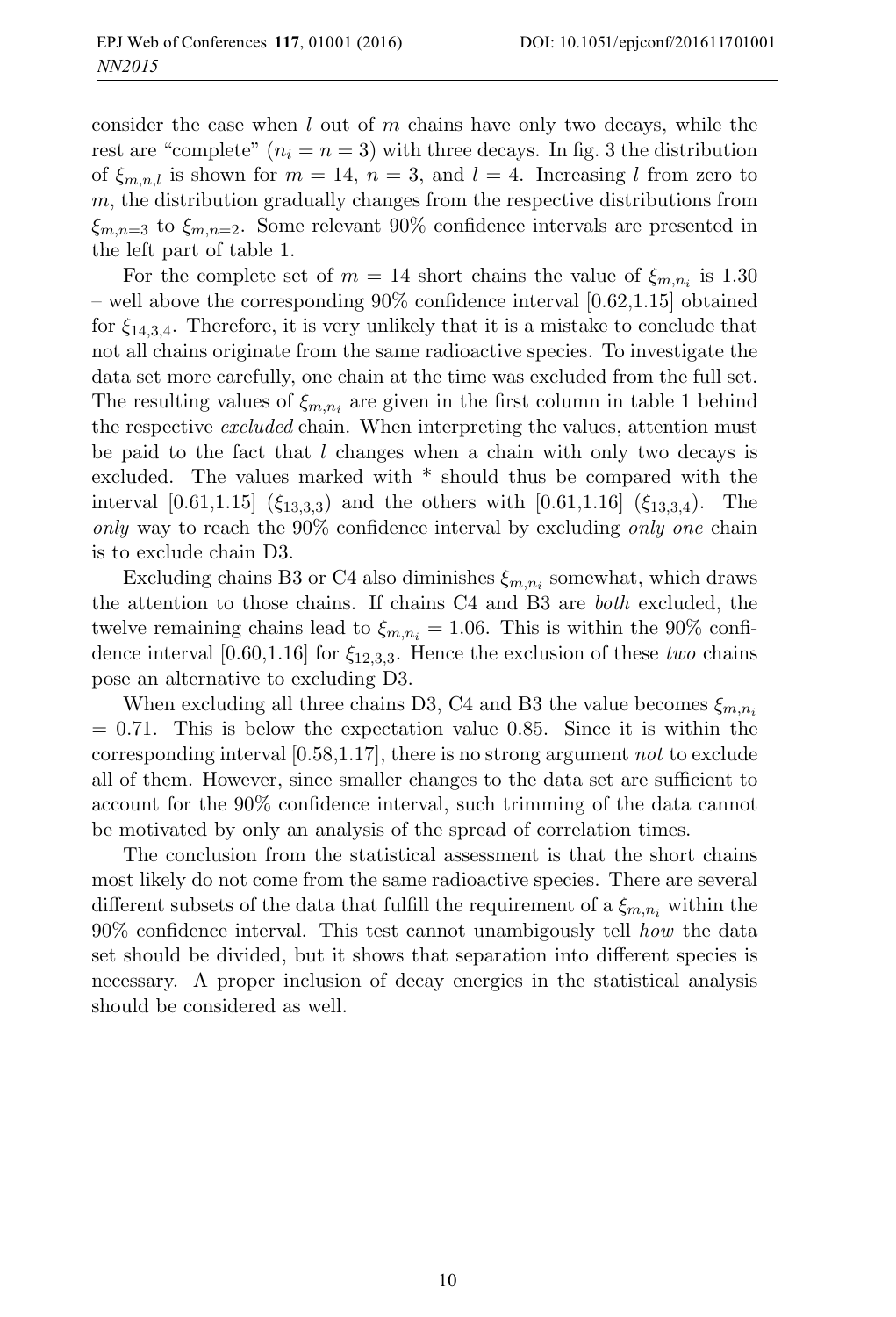consider the case when $l$ out of $m$ chains have only two decays, while the rest are "complete" ($n_i = n = 3$) with three decays. In fig. 3 the distribution of $\xi_{m,n,l}$ is shown for $m = 14$, $n = 3$, and $l = 4$. Increasing $l$ from zero to $m$, the distribution gradually changes from the respective distributions from $\xi_{m,n=3}$ to $\xi_{m,n=2}$. Some relevant 90% confidence intervals are presented in the left part of table 1.

For the complete set of $m = 14$ short chains the value of $\xi_{m,n_i}$ is 1.30 – well above the corresponding 90% confidence interval [0.62,1.15] obtained for $\xi_{14,3,4}$. Therefore, it is very unlikely that it is a mistake to conclude that not all chains originate from the same radioactive species. To investigate the data set more carefully, one chain at the time was excluded from the full set. The resulting values of $\xi_{m,n_i}$ are given in the first column in table 1 behind the respective *excluded* chain. When interpreting the values, attention must be paid to the fact that $l$ changes when a chain with only two decays is excluded. The values marked with * should thus be compared with the interval [0.61,1.15] ($\xi_{13,3,3}$) and the others with [0.61,1.16] ($\xi_{13,3,4}$). The *only* way to reach the 90% confidence interval by excluding *only one* chain is to exclude chain D3.

Excluding chains B3 or C4 also diminishes $\xi_{m,n_i}$ somewhat, which draws the attention to those chains. If chains C4 and B3 are *both* excluded, the twelve remaining chains lead to $\xi_{m,n_i} = 1.06$. This is within the 90% confidence interval [0.60,1.16] for $\xi_{12,3,3}$. Hence the exclusion of these *two* chains pose an alternative to excluding D3.

When excluding all three chains D3, C4 and B3 the value becomes $\xi_{m,n_i} = 0.71$. This is below the expectation value 0.85. Since it is within the corresponding interval [0.58,1.17], there is no strong argument *not* to exclude all of them. However, since smaller changes to the data set are sufficient to account for the 90% confidence interval, such trimming of the data cannot be motivated by only an analysis of the spread of correlation times.

The conclusion from the statistical assessment is that the short chains most likely do not come from the same radioactive species. There are several different subsets of the data that fulfill the requirement of a $\xi_{m,n_i}$ within the 90% confidence interval. This test cannot unambigously tell *how* the data set should be divided, but it shows that separation into different species is necessary. A proper inclusion of decay energies in the statistical analysis should be considered as well.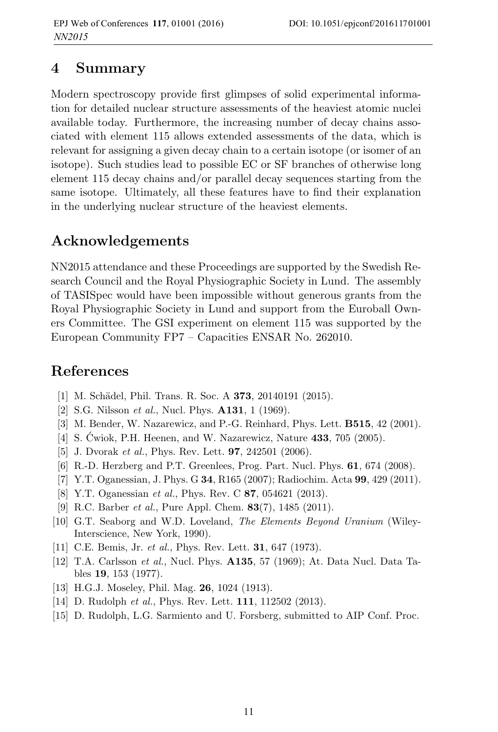## 4 Summary

Modern spectroscopy provide first glimpses of solid experimental information for detailed nuclear structure assessments of the heaviest atomic nuclei available today. Furthermore, the increasing number of decay chains associated with element 115 allows extended assessments of the data, which is relevant for assigning a given decay chain to a certain isotope (or isomer of an isotope). Such studies lead to possible EC or SF branches of otherwise long element 115 decay chains and/or parallel decay sequences starting from the same isotope. Ultimately, all these features have to find their explanation in the underlying nuclear structure of the heaviest elements.

## Acknowledgements

NN2015 attendance and these Proceedings are supported by the Swedish Research Council and the Royal Physiographic Society in Lund. The assembly of TASISpec would have been impossible without generous grants from the Royal Physiographic Society in Lund and support from the Euroball Owners Committee. The GSI experiment on element 115 was supported by the European Community FP7 – Capacities ENSAR No. 262010.

## References

[1] M. Schädel, Phil. Trans. R. Soc. A **373**, 20140191 (2015).

[2] S.G. Nilsson *et al.*, Nucl. Phys. **A131**, 1 (1969).

[3] M. Bender, W. Nazarewicz, and P.-G. Reinhard, Phys. Lett. **B515**, 42 (2001).

[4] S. Ćwiok, P.H. Heenen, and W. Nazarewicz, Nature **433**, 705 (2005).

[5] J. Dvorak *et al.*, Phys. Rev. Lett. **97**, 242501 (2006).

[6] R.-D. Herzberg and P.T. Greenlees, Prog. Part. Nucl. Phys. **61**, 674 (2008).

[7] Y.T. Oganessian, J. Phys. G **34**, R165 (2007); Radiochim. Acta **99**, 429 (2011).

[8] Y.T. Oganessian *et al.*, Phys. Rev. C **87**, 054621 (2013).

[9] R.C. Barber *et al.*, Pure Appl. Chem. **83**(7), 1485 (2011).

[10] G.T. Seaborg and W.D. Loveland, *The Elements Beyond Uranium* (Wiley-Interscience, New York, 1990).

[11] C.E. Bemis, Jr. *et al.*, Phys. Rev. Lett. **31**, 647 (1973).

[12] T.A. Carlsson *et al.*, Nucl. Phys. **A135**, 57 (1969); At. Data Nucl. Data Tables **19**, 153 (1977).

[13] H.G.J. Moseley, Phil. Mag. **26**, 1024 (1913).

[14] D. Rudolph *et al.*, Phys. Rev. Lett. **111**, 112502 (2013).

[15] D. Rudolph, L.G. Sarmiento and U. Forsberg, submitted to AIP Conf. Proc.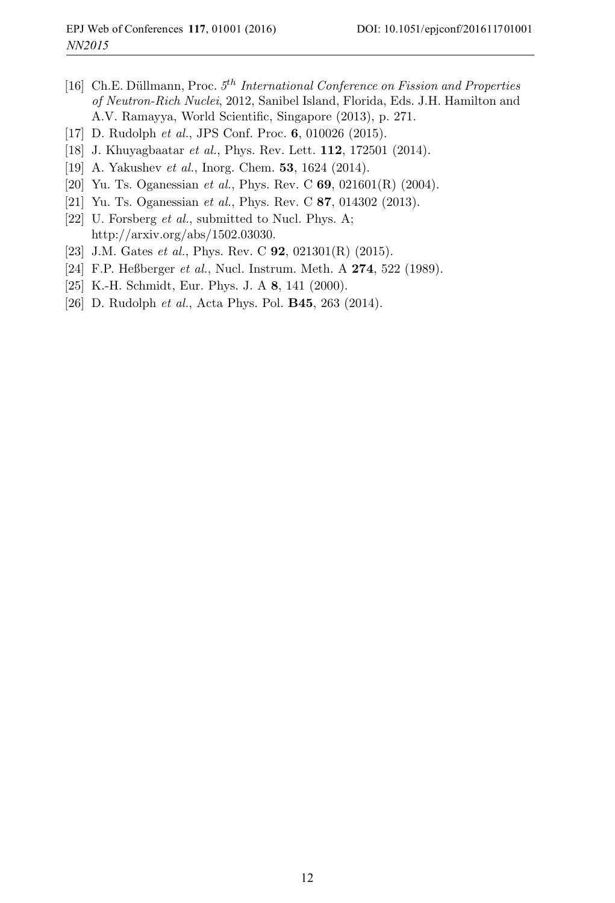[16] Ch.E. Düllmann, Proc. $5^{th}$ *International Conference on Fission and Properties of Neutron-Rich Nuclei*, 2012, Sanibel Island, Florida, Eds. J.H. Hamilton and A.V. Ramayya, World Scientific, Singapore (2013), p. 271.

[17] D. Rudolph *et al.*, JPS Conf. Proc. **6**, 010026 (2015).

[18] J. Khuyagbaatar *et al.*, Phys. Rev. Lett. **112**, 172501 (2014).

[19] A. Yakushev *et al.*, Inorg. Chem. **53**, 1624 (2014).

[20] Yu. Ts. Oganessian *et al.*, Phys. Rev. C **69**, 021601(R) (2004).

[21] Yu. Ts. Oganessian *et al.*, Phys. Rev. C **87**, 014302 (2013).

[22] U. Forsberg *et al.*, submitted to Nucl. Phys. A; http://arxiv.org/abs/1502.03030.

[23] J.M. Gates *et al.*, Phys. Rev. C **92**, 021301(R) (2015).

[24] F.P. Heßberger *et al.*, Nucl. Instrum. Meth. A **274**, 522 (1989).

[25] K.-H. Schmidt, Eur. Phys. J. A **8**, 141 (2000).

[26] D. Rudolph *et al.*, Acta Phys. Pol. **B45**, 263 (2014).